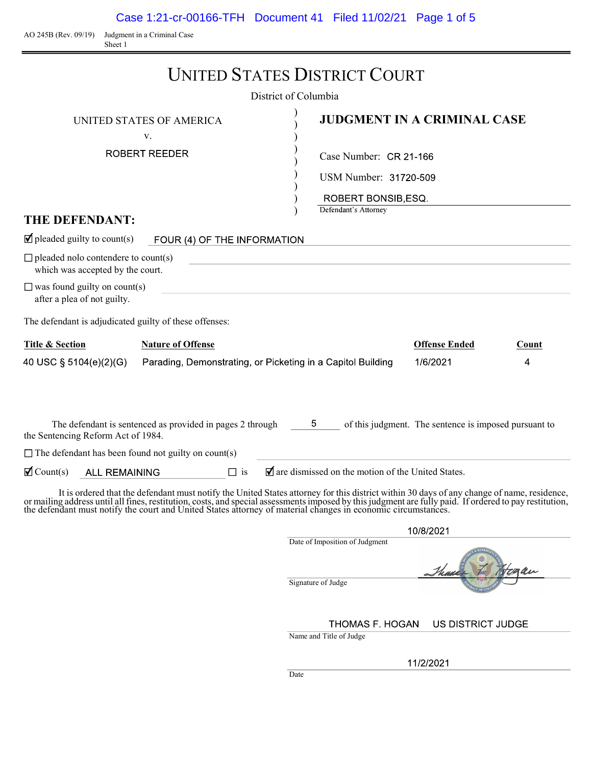AO 245B (Rev. 09/19) Judgment in a Criminal Case
Sheet 1

# UNITED STATES DISTRICT COURT

District of Columbia

UNITED STATES OF AMERICA
v.
ROBERT REEDER

## JUDGMENT IN A CRIMINAL CASE

Case Number: CR 21-166

USM Number: 31720-509

ROBERT BONSIB,ESQ.
Defendant's Attorney

## THE DEFENDANT:

☑ pleaded guilty to count(s) FOUR (4) OF THE INFORMATION

☐ pleaded nolo contendere to count(s) which was accepted by the court.

☐ was found guilty on count(s) after a plea of not guilty.

The defendant is adjudicated guilty of these offenses:

| Title & Section | Nature of Offense | Offense Ended | Count |
|---|---|---|---|
| 40 USC § 5104(e)(2)(G) | Parading, Demonstrating, or Picketing in a Capitol Building | 1/6/2021 | 4 |

The defendant is sentenced as provided in pages 2 through 5 of this judgment. The sentence is imposed pursuant to the Sentencing Reform Act of 1984.

☐ The defendant has been found not guilty on count(s)

☑ Count(s) ALL REMAINING ☐ is ☑ are dismissed on the motion of the United States.

It is ordered that the defendant must notify the United States attorney for this district within 30 days of any change of name, residence, or mailing address until all fines, restitution, costs, and special assessments imposed by this judgment are fully paid. If ordered to pay restitution, the defendant must notify the court and United States attorney of material changes in economic circumstances.

10/8/2021
Date of Imposition of Judgment

Signature of Judge

THOMAS F. HOGAN US DISTRICT JUDGE
Name and Title of Judge

11/2/2021
Date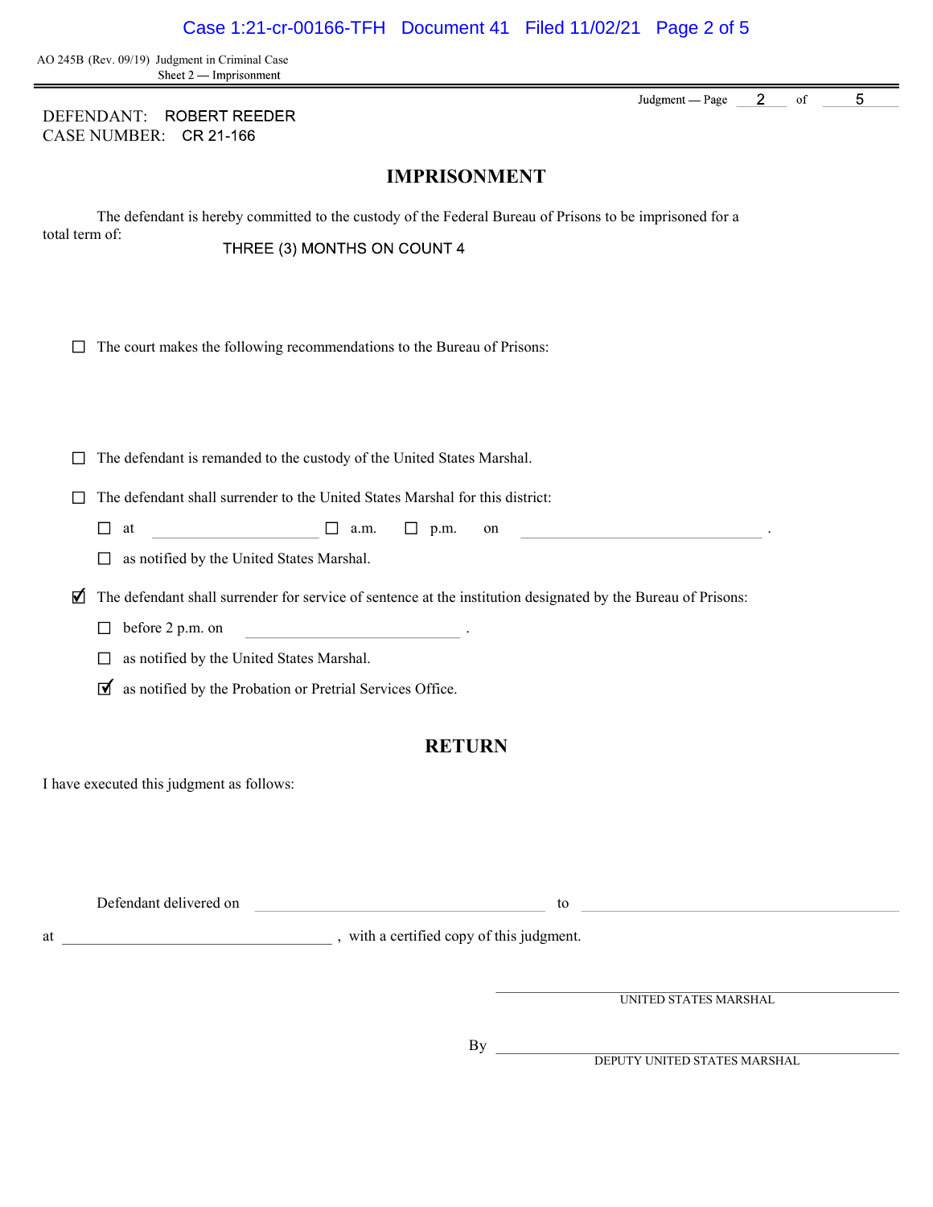AO 245B (Rev. 09/19) Judgment in Criminal Case
Sheet 2 — Imprisonment

Judgment — Page 2 of 5

DEFENDANT: ROBERT REEDER
CASE NUMBER: CR 21-166

## IMPRISONMENT

The defendant is hereby committed to the custody of the Federal Bureau of Prisons to be imprisoned for a total term of:

THREE (3) MONTHS ON COUNT 4

☐ The court makes the following recommendations to the Bureau of Prisons:

☐ The defendant is remanded to the custody of the United States Marshal.

☐ The defendant shall surrender to the United States Marshal for this district:

- ☐ at \_\_\_\_\_\_\_\_\_\_ ☐ a.m. ☐ p.m. on \_\_\_\_\_\_\_\_\_\_ .
- ☐ as notified by the United States Marshal.

☑ The defendant shall surrender for service of sentence at the institution designated by the Bureau of Prisons:

- ☐ before 2 p.m. on \_\_\_\_\_\_\_\_\_\_ .
- ☐ as notified by the United States Marshal.
- ☑ as notified by the Probation or Pretrial Services Office.

## RETURN

I have executed this judgment as follows:

Defendant delivered on \_\_\_\_\_\_\_\_\_\_ to \_\_\_\_\_\_\_\_\_\_

at \_\_\_\_\_\_\_\_\_\_ , with a certified copy of this judgment.

\_\_\_\_\_\_\_\_\_\_
UNITED STATES MARSHAL

By \_\_\_\_\_\_\_\_\_\_
DEPUTY UNITED STATES MARSHAL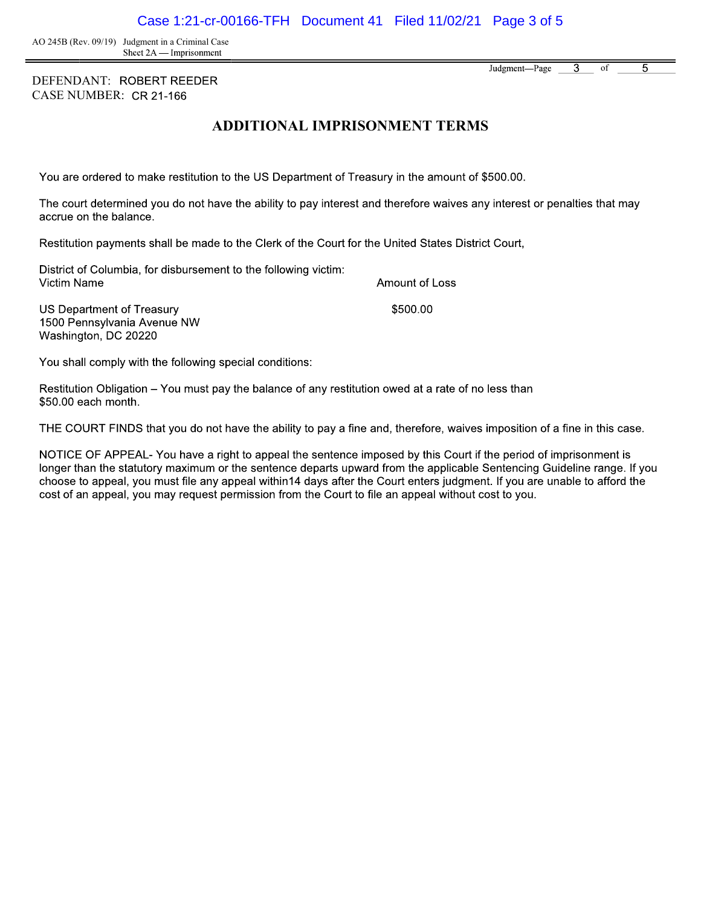DEFENDANT: ROBERT REEDER
CASE NUMBER: CR 21-166

## ADDITIONAL IMPRISONMENT TERMS

You are ordered to make restitution to the US Department of Treasury in the amount of $500.00.

The court determined you do not have the ability to pay interest and therefore waives any interest or penalties that may accrue on the balance.

Restitution payments shall be made to the Clerk of the Court for the United States District Court,

District of Columbia, for disbursement to the following victim:

| Victim Name | Amount of Loss |
|---|---|
| US Department of Treasury<br>1500 Pennsylvania Avenue NW<br>Washington, DC 20220 | $500.00 |

You shall comply with the following special conditions:

Restitution Obligation – You must pay the balance of any restitution owed at a rate of no less than $50.00 each month.

THE COURT FINDS that you do not have the ability to pay a fine and, therefore, waives imposition of a fine in this case.

NOTICE OF APPEAL- You have a right to appeal the sentence imposed by this Court if the period of imprisonment is longer than the statutory maximum or the sentence departs upward from the applicable Sentencing Guideline range. If you choose to appeal, you must file any appeal within14 days after the Court enters judgment. If you are unable to afford the cost of an appeal, you may request permission from the Court to file an appeal without cost to you.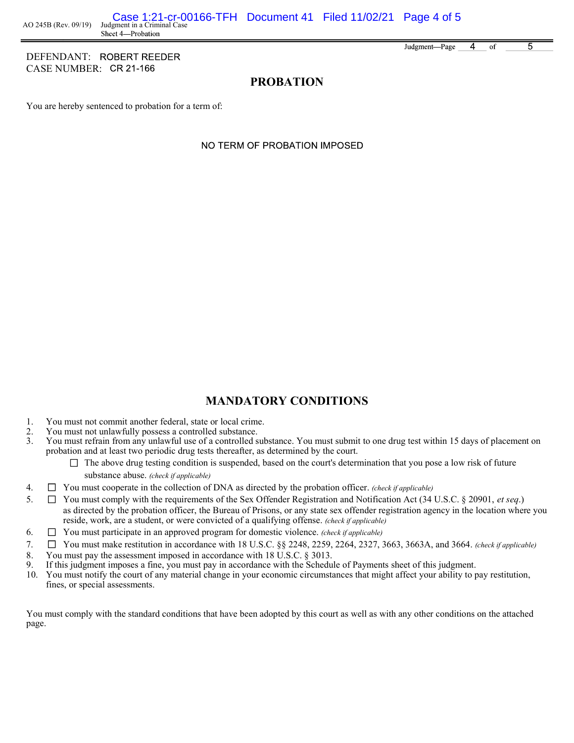DEFENDANT: ROBERT REEDER
CASE NUMBER: CR 21-166

## PROBATION

You are hereby sentenced to probation for a term of:

NO TERM OF PROBATION IMPOSED

## MANDATORY CONDITIONS

1. You must not commit another federal, state or local crime.
2. You must not unlawfully possess a controlled substance.
3. You must refrain from any unlawful use of a controlled substance. You must submit to one drug test within 15 days of placement on probation and at least two periodic drug tests thereafter, as determined by the court.
   - ☐ The above drug testing condition is suspended, based on the court's determination that you pose a low risk of future substance abuse. *(check if applicable)*
4. ☐ You must cooperate in the collection of DNA as directed by the probation officer. *(check if applicable)*
5. ☐ You must comply with the requirements of the Sex Offender Registration and Notification Act (34 U.S.C. § 20901, *et seq.*) as directed by the probation officer, the Bureau of Prisons, or any state sex offender registration agency in the location where you reside, work, are a student, or were convicted of a qualifying offense. *(check if applicable)*
6. ☐ You must participate in an approved program for domestic violence. *(check if applicable)*
7. ☐ You must make restitution in accordance with 18 U.S.C. §§ 2248, 2259, 2264, 2327, 3663, 3663A, and 3664. *(check if applicable)*
8. You must pay the assessment imposed in accordance with 18 U.S.C. § 3013.
9. If this judgment imposes a fine, you must pay in accordance with the Schedule of Payments sheet of this judgment.
10. You must notify the court of any material change in your economic circumstances that might affect your ability to pay restitution, fines, or special assessments.

You must comply with the standard conditions that have been adopted by this court as well as with any other conditions on the attached page.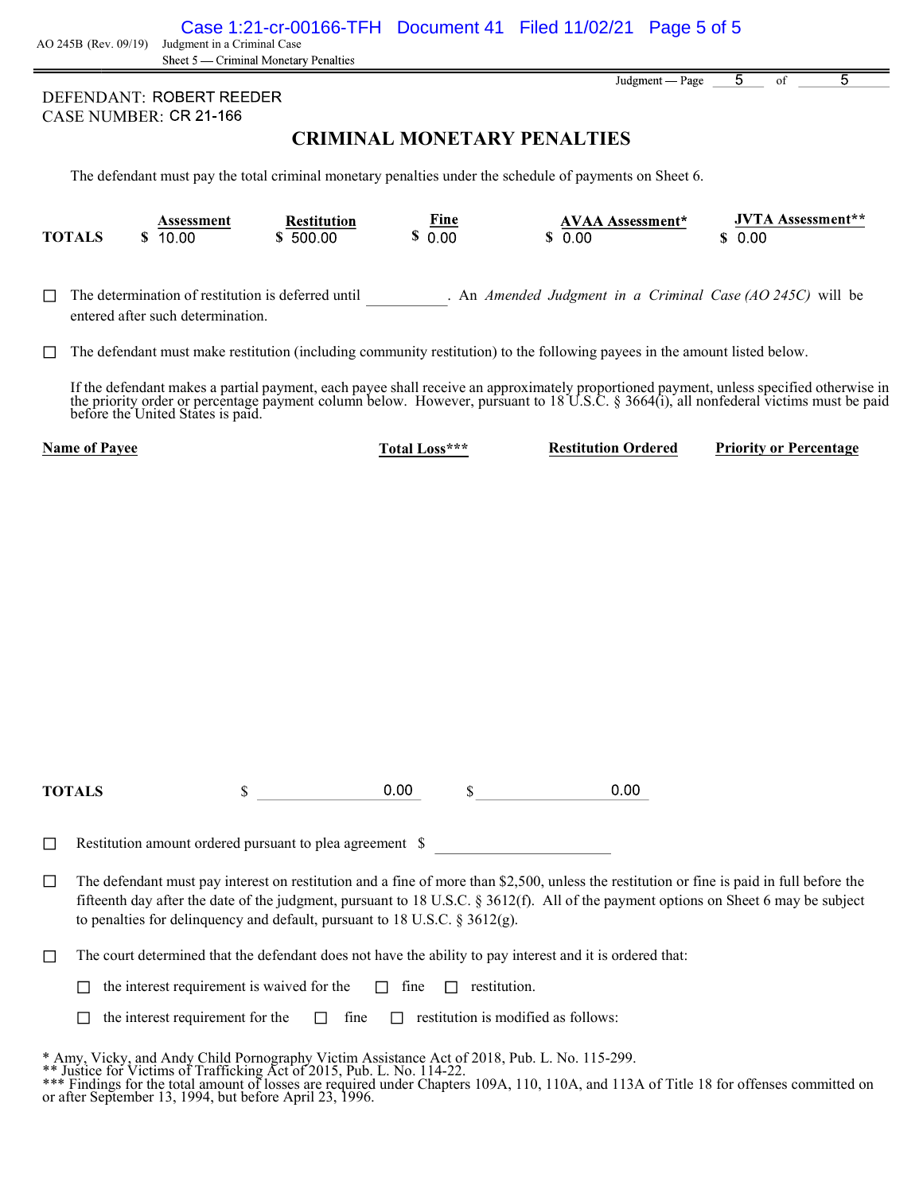DEFENDANT: ROBERT REEDER
CASE NUMBER: CR 21-166

## CRIMINAL MONETARY PENALTIES

The defendant must pay the total criminal monetary penalties under the schedule of payments on Sheet 6.

| | Assessment | Restitution | Fine | AVAA Assessment* | JVTA Assessment** |
|---|---|---|---|---|---|
| **TOTALS** | $ 10.00 | $ 500.00 | $ 0.00 | $ 0.00 | $ 0.00 |

☐ The determination of restitution is deferred until __________ . An *Amended Judgment in a Criminal Case (AO 245C)* will be entered after such determination.

☐ The defendant must make restitution (including community restitution) to the following payees in the amount listed below.

If the defendant makes a partial payment, each payee shall receive an approximately proportioned payment, unless specified otherwise in the priority order or percentage payment column below. However, pursuant to 18 U.S.C. § 3664(i), all nonfederal victims must be paid before the United States is paid.

| Name of Payee | Total Loss*** | Restitution Ordered | Priority or Percentage |
|---|---|---|---|
| **TOTALS** | $ 0.00 | $ 0.00 | |

☐ Restitution amount ordered pursuant to plea agreement $ __________

☐ The defendant must pay interest on restitution and a fine of more than $2,500, unless the restitution or fine is paid in full before the fifteenth day after the date of the judgment, pursuant to 18 U.S.C. § 3612(f). All of the payment options on Sheet 6 may be subject to penalties for delinquency and default, pursuant to 18 U.S.C. § 3612(g).

☐ The court determined that the defendant does not have the ability to pay interest and it is ordered that:

- ☐ the interest requirement is waived for the ☐ fine ☐ restitution.
- ☐ the interest requirement for the ☐ fine ☐ restitution is modified as follows:

\* Amy, Vicky, and Andy Child Pornography Victim Assistance Act of 2018, Pub. L. No. 115-299.
\** Justice for Victims of Trafficking Act of 2015, Pub. L. No. 114-22.
\*** Findings for the total amount of losses are required under Chapters 109A, 110, 110A, and 113A of Title 18 for offenses committed on or after September 13, 1994, but before April 23, 1996.